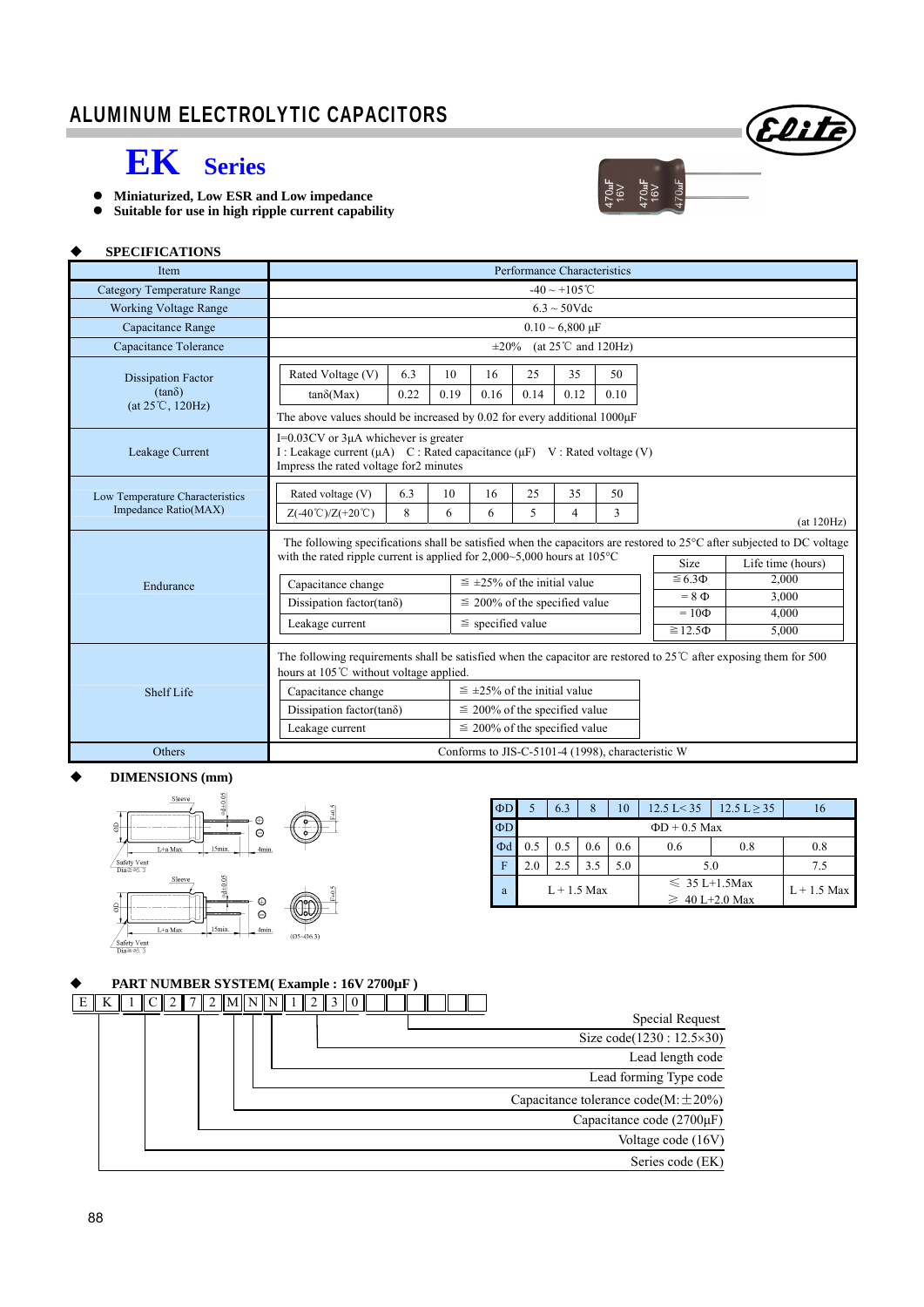# ALUMINUM ELECTROLYTIC CAPACITORS

## EK Series

- Miniaturized, Low ESR and Low impedance
- Suitable for use in high ripple current capability

### ◆ SPECIFICATIONS

| Item | Performance Characteristics |
|---|---|
| Category Temperature Range | -40 ~ +105℃ |
| Working Voltage Range | 6.3 ~ 50Vdc |
| Capacitance Range | 0.10 ~ 6,800 µF |
| Capacitance Tolerance | ±20% (at 25℃ and 120Hz) |
| Dissipation Factor (tanδ) (at 25℃, 120Hz) | Rated Voltage (V): 6.3 / 10 / 16 / 25 / 35 / 50<br>tanδ(Max): 0.22 / 0.19 / 0.16 / 0.14 / 0.12 / 0.10<br>The above values should be increased by 0.02 for every additional 1000µF |
| Leakage Current | I=0.03CV or 3µA whichever is greater<br>I : Leakage current (µA) C : Rated capacitance (µF) V : Rated voltage (V)<br>Impress the rated voltage for2 minutes |
| Low Temperature Characteristics Impedance Ratio(MAX) | Rated voltage (V): 6.3 / 10 / 16 / 25 / 35 / 50<br>Z(-40℃)/Z(+20℃): 8 / 6 / 6 / 5 / 4 / 3<br>(at 120Hz) |
| Endurance | The following specifications shall be satisfied when the capacitors are restored to 25°C after subjected to DC voltage with the rated ripple current is applied for 2,000~5,000 hours at 105°C<br>Capacitance change: ≦ ±25% of the initial value<br>Dissipation factor(tanδ): ≦ 200% of the specified value<br>Leakage current: ≦ specified value<br>Size / Life time (hours): ≦6.3Φ 2,000; = 8 Φ 3,000; = 10Φ 4,000; ≧12.5Φ 5,000 |
| Shelf Life | The following requirements shall be satisfied when the capacitor are restored to 25℃ after exposing them for 500 hours at 105℃ without voltage applied.<br>Capacitance change: ≦ ±25% of the initial value<br>Dissipation factor(tanδ): ≦ 200% of the specified value<br>Leakage current: ≦ 200% of the specified value |
| Others | Conforms to JIS-C-5101-4 (1998), characteristic W |

### ◆ DIMENSIONS (mm)

| ΦD | 5 | 6.3 | 8 | 10 | 12.5 L< 35 | 12.5 L ≥ 35 | 16 |
|---|---|---|---|---|---|---|---|
| ΦD | ΦD + 0.5 Max | | | | | | |
| Φd | 0.5 | 0.5 | 0.6 | 0.6 | 0.6 | 0.8 | 0.8 |
| F | 2.0 | 2.5 | 3.5 | 5.0 | 5.0 | | 7.5 |
| a | L + 1.5 Max | | | | ≤ 35 L+1.5Max<br>≥ 40 L+2.0 Max | | L + 1.5 Max |

### ◆ PART NUMBER SYSTEM( Example : 16V 2700µF )

E K 1 C 2 7 2 M N N 1 2 3 0

- Series code (EK)
- Voltage code (16V)
- Capacitance code (2700µF)
- Capacitance tolerance code(M:±20%)
- Lead forming Type code
- Lead length code
- Size code(1230 : 12.5×30)
- Special Request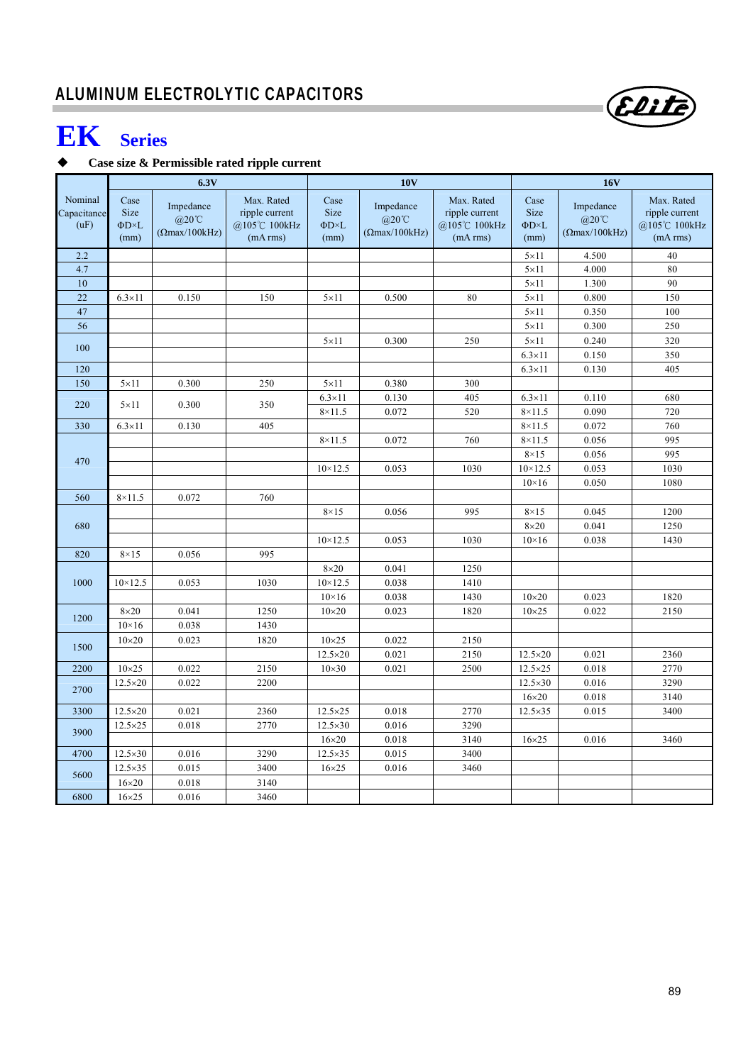## ALUMINUM ELECTROLYTIC CAPACITORS

# EK Series

◆ **Case size & Permissible rated ripple current**

| Nominal Capacitance (uF) | 6.3V | | | 10V | | | 16V | | |
|---|---|---|---|---|---|---|---|---|---|
| | Case Size ΦD×L (mm) | Impedance @20℃ (Ωmax/100kHz) | Max. Rated ripple current @105℃ 100kHz (mA rms) | Case Size ΦD×L (mm) | Impedance @20℃ (Ωmax/100kHz) | Max. Rated ripple current @105℃ 100kHz (mA rms) | Case Size ΦD×L (mm) | Impedance @20℃ (Ωmax/100kHz) | Max. Rated ripple current @105℃ 100kHz (mA rms) |
| 2.2 | | | | | | | 5×11 | 4.500 | 40 |
| 4.7 | | | | | | | 5×11 | 4.000 | 80 |
| 10 | | | | | | | 5×11 | 1.300 | 90 |
| 22 | 6.3×11 | 0.150 | 150 | 5×11 | 0.500 | 80 | 5×11 | 0.800 | 150 |
| 47 | | | | | | | 5×11 | 0.350 | 100 |
| 56 | | | | | | | 5×11 | 0.300 | 250 |
| 100 | | | | 5×11 | 0.300 | 250 | 5×11 | 0.240 | 320 |
| | | | | | | | 6.3×11 | 0.150 | 350 |
| 120 | | | | | | | 6.3×11 | 0.130 | 405 |
| 150 | 5×11 | 0.300 | 250 | 5×11 | 0.380 | 300 | | | |
| 220 | 5×11 | 0.300 | 350 | 6.3×11 | 0.130 | 405 | 6.3×11 | 0.110 | 680 |
| | | | | 8×11.5 | 0.072 | 520 | 8×11.5 | 0.090 | 720 |
| 330 | 6.3×11 | 0.130 | 405 | | | | 8×11.5 | 0.072 | 760 |
| 470 | | | | 8×11.5 | 0.072 | 760 | 8×11.5 | 0.056 | 995 |
| | | | | | | | 8×15 | 0.056 | 995 |
| | | | | 10×12.5 | 0.053 | 1030 | 10×12.5 | 0.053 | 1030 |
| | | | | | | | 10×16 | 0.050 | 1080 |
| 560 | 8×11.5 | 0.072 | 760 | | | | | | |
| 680 | | | | 8×15 | 0.056 | 995 | 8×15 | 0.045 | 1200 |
| | | | | | | | 8×20 | 0.041 | 1250 |
| | | | | 10×12.5 | 0.053 | 1030 | 10×16 | 0.038 | 1430 |
| 820 | 8×15 | 0.056 | 995 | | | | | | |
| 1000 | | | | 8×20 | 0.041 | 1250 | | | |
| | 10×12.5 | 0.053 | 1030 | 10×12.5 | 0.038 | 1410 | | | |
| | | | | 10×16 | 0.038 | 1430 | 10×20 | 0.023 | 1820 |
| 1200 | 8×20 | 0.041 | 1250 | 10×20 | 0.023 | 1820 | 10×25 | 0.022 | 2150 |
| | 10×16 | 0.038 | 1430 | | | | | | |
| 1500 | 10×20 | 0.023 | 1820 | 10×25 | 0.022 | 2150 | | | |
| | | | | 12.5×20 | 0.021 | 2150 | 12.5×20 | 0.021 | 2360 |
| 2200 | 10×25 | 0.022 | 2150 | 10×30 | 0.021 | 2500 | 12.5×25 | 0.018 | 2770 |
| 2700 | 12.5×20 | 0.022 | 2200 | | | | 12.5×30 | 0.016 | 3290 |
| | | | | | | | 16×20 | 0.018 | 3140 |
| 3300 | 12.5×20 | 0.021 | 2360 | 12.5×25 | 0.018 | 2770 | 12.5×35 | 0.015 | 3400 |
| 3900 | 12.5×25 | 0.018 | 2770 | 12.5×30 | 0.016 | 3290 | | | |
| | | | | 16×20 | 0.018 | 3140 | 16×25 | 0.016 | 3460 |
| 4700 | 12.5×30 | 0.016 | 3290 | 12.5×35 | 0.015 | 3400 | | | |
| 5600 | 12.5×35 | 0.015 | 3400 | 16×25 | 0.016 | 3460 | | | |
| | 16×20 | 0.018 | 3140 | | | | | | |
| 6800 | 16×25 | 0.016 | 3460 | | | | | | |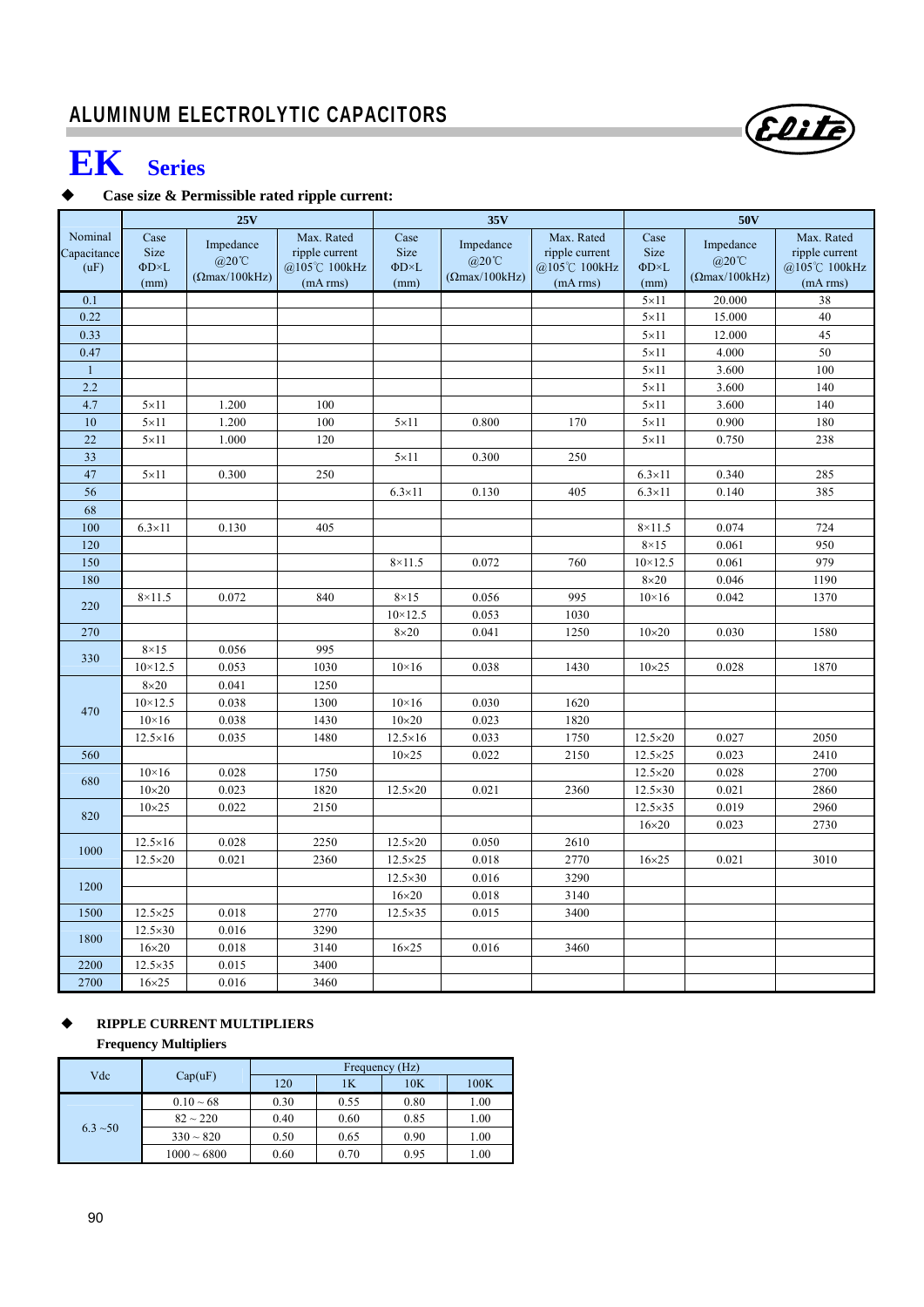# ALUMINUM ELECTROLYTIC CAPACITORS

## EK Series

◆ **Case size & Permissible rated ripple current:**

| Nominal Capacitance (uF) | 25V | | | 35V | | | 50V | | |
|---|---|---|---|---|---|---|---|---|---|
| | Case Size ΦD×L (mm) | Impedance @20℃ (Ωmax/100kHz) | Max. Rated ripple current @105℃ 100kHz (mA rms) | Case Size ΦD×L (mm) | Impedance @20℃ (Ωmax/100kHz) | Max. Rated ripple current @105℃ 100kHz (mA rms) | Case Size ΦD×L (mm) | Impedance @20℃ (Ωmax/100kHz) | Max. Rated ripple current @105℃ 100kHz (mA rms) |
| 0.1 | | | | | | | 5×11 | 20.000 | 38 |
| 0.22 | | | | | | | 5×11 | 15.000 | 40 |
| 0.33 | | | | | | | 5×11 | 12.000 | 45 |
| 0.47 | | | | | | | 5×11 | 4.000 | 50 |
| 1 | | | | | | | 5×11 | 3.600 | 100 |
| 2.2 | | | | | | | 5×11 | 3.600 | 140 |
| 4.7 | 5×11 | 1.200 | 100 | | | | 5×11 | 3.600 | 140 |
| 10 | 5×11 | 1.200 | 100 | 5×11 | 0.800 | 170 | 5×11 | 0.900 | 180 |
| 22 | 5×11 | 1.000 | 120 | | | | 5×11 | 0.750 | 238 |
| 33 | | | | 5×11 | 0.300 | 250 | | | |
| 47 | 5×11 | 0.300 | 250 | | | | 6.3×11 | 0.340 | 285 |
| 56 | | | | 6.3×11 | 0.130 | 405 | 6.3×11 | 0.140 | 385 |
| 68 | | | | | | | | | |
| 100 | 6.3×11 | 0.130 | 405 | | | | 8×11.5 | 0.074 | 724 |
| 120 | | | | | | | 8×15 | 0.061 | 950 |
| 150 | | | | 8×11.5 | 0.072 | 760 | 10×12.5 | 0.061 | 979 |
| 180 | | | | | | | 8×20 | 0.046 | 1190 |
| 220 | 8×11.5 | 0.072 | 840 | 8×15 | 0.056 | 995 | 10×16 | 0.042 | 1370 |
| | | | | 10×12.5 | 0.053 | 1030 | | | |
| 270 | | | | 8×20 | 0.041 | 1250 | 10×20 | 0.030 | 1580 |
| 330 | 8×15 | 0.056 | 995 | | | | | | |
| | 10×12.5 | 0.053 | 1030 | 10×16 | 0.038 | 1430 | 10×25 | 0.028 | 1870 |
| 470 | 8×20 | 0.041 | 1250 | | | | | | |
| | 10×12.5 | 0.038 | 1300 | 10×16 | 0.030 | 1620 | | | |
| | 10×16 | 0.038 | 1430 | 10×20 | 0.023 | 1820 | | | |
| | 12.5×16 | 0.035 | 1480 | 12.5×16 | 0.033 | 1750 | 12.5×20 | 0.027 | 2050 |
| 560 | | | | 10×25 | 0.022 | 2150 | 12.5×25 | 0.023 | 2410 |
| 680 | 10×16 | 0.028 | 1750 | | | | 12.5×20 | 0.028 | 2700 |
| | 10×20 | 0.023 | 1820 | 12.5×20 | 0.021 | 2360 | 12.5×30 | 0.021 | 2860 |
| 820 | 10×25 | 0.022 | 2150 | | | | 12.5×35 | 0.019 | 2960 |
| | | | | | | | 16×20 | 0.023 | 2730 |
| 1000 | 12.5×16 | 0.028 | 2250 | 12.5×20 | 0.050 | 2610 | | | |
| | 12.5×20 | 0.021 | 2360 | 12.5×25 | 0.018 | 2770 | 16×25 | 0.021 | 3010 |
| 1200 | | | | 12.5×30 | 0.016 | 3290 | | | |
| | | | | 16×20 | 0.018 | 3140 | | | |
| 1500 | 12.5×25 | 0.018 | 2770 | 12.5×35 | 0.015 | 3400 | | | |
| 1800 | 12.5×30 | 0.016 | 3290 | | | | | | |
| | 16×20 | 0.018 | 3140 | 16×25 | 0.016 | 3460 | | | |
| 2200 | 12.5×35 | 0.015 | 3400 | | | | | | |
| 2700 | 16×25 | 0.016 | 3460 | | | | | | |

◆ **RIPPLE CURRENT MULTIPLIERS**

**Frequency Multipliers**

| Vdc | Cap(uF) | Frequency (Hz) | | | |
|---|---|---|---|---|---|
| | | 120 | 1K | 10K | 100K |
| 6.3 ~50 | 0.10 ~ 68 | 0.30 | 0.55 | 0.80 | 1.00 |
| | 82 ~ 220 | 0.40 | 0.60 | 0.85 | 1.00 |
| | 330 ~ 820 | 0.50 | 0.65 | 0.90 | 1.00 |
| | 1000 ~ 6800 | 0.60 | 0.70 | 0.95 | 1.00 |